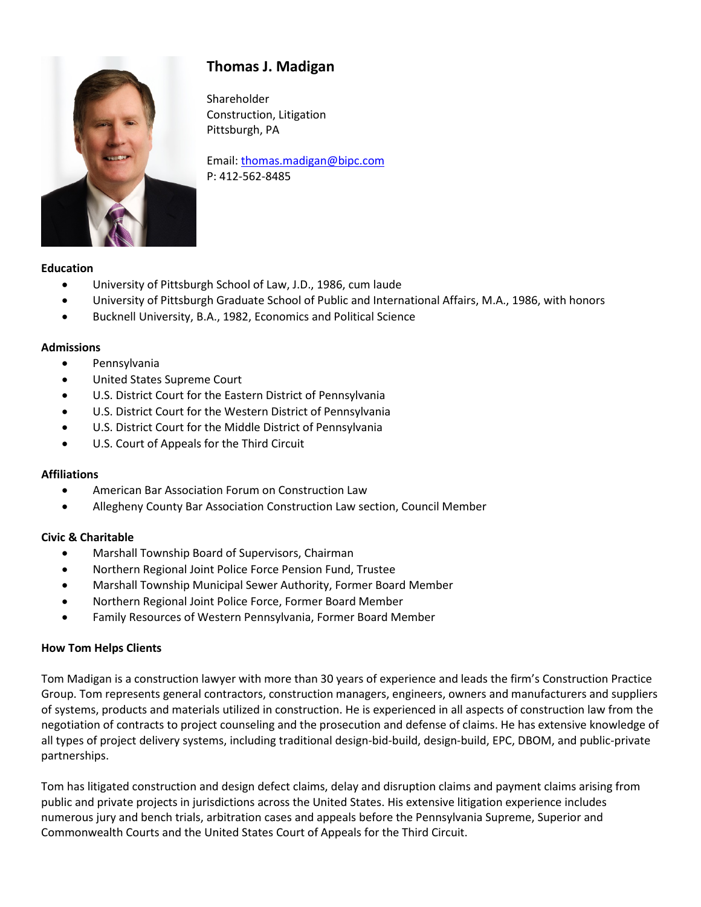# Thomas J. Madigan

Shareholder
Construction, Litigation
Pittsburgh, PA

Email: [thomas.madigan@bipc.com](mailto:thomas.madigan@bipc.com)
P: 412-562-8485

**Education**

- University of Pittsburgh School of Law, J.D., 1986, cum laude
- University of Pittsburgh Graduate School of Public and International Affairs, M.A., 1986, with honors
- Bucknell University, B.A., 1982, Economics and Political Science

**Admissions**

- Pennsylvania
- United States Supreme Court
- U.S. District Court for the Eastern District of Pennsylvania
- U.S. District Court for the Western District of Pennsylvania
- U.S. District Court for the Middle District of Pennsylvania
- U.S. Court of Appeals for the Third Circuit

**Affiliations**

- American Bar Association Forum on Construction Law
- Allegheny County Bar Association Construction Law section, Council Member

**Civic & Charitable**

- Marshall Township Board of Supervisors, Chairman
- Northern Regional Joint Police Force Pension Fund, Trustee
- Marshall Township Municipal Sewer Authority, Former Board Member
- Northern Regional Joint Police Force, Former Board Member
- Family Resources of Western Pennsylvania, Former Board Member

**How Tom Helps Clients**

Tom Madigan is a construction lawyer with more than 30 years of experience and leads the firm's Construction Practice Group. Tom represents general contractors, construction managers, engineers, owners and manufacturers and suppliers of systems, products and materials utilized in construction. He is experienced in all aspects of construction law from the negotiation of contracts to project counseling and the prosecution and defense of claims. He has extensive knowledge of all types of project delivery systems, including traditional design-bid-build, design-build, EPC, DBOM, and public-private partnerships.

Tom has litigated construction and design defect claims, delay and disruption claims and payment claims arising from public and private projects in jurisdictions across the United States. His extensive litigation experience includes numerous jury and bench trials, arbitration cases and appeals before the Pennsylvania Supreme, Superior and Commonwealth Courts and the United States Court of Appeals for the Third Circuit.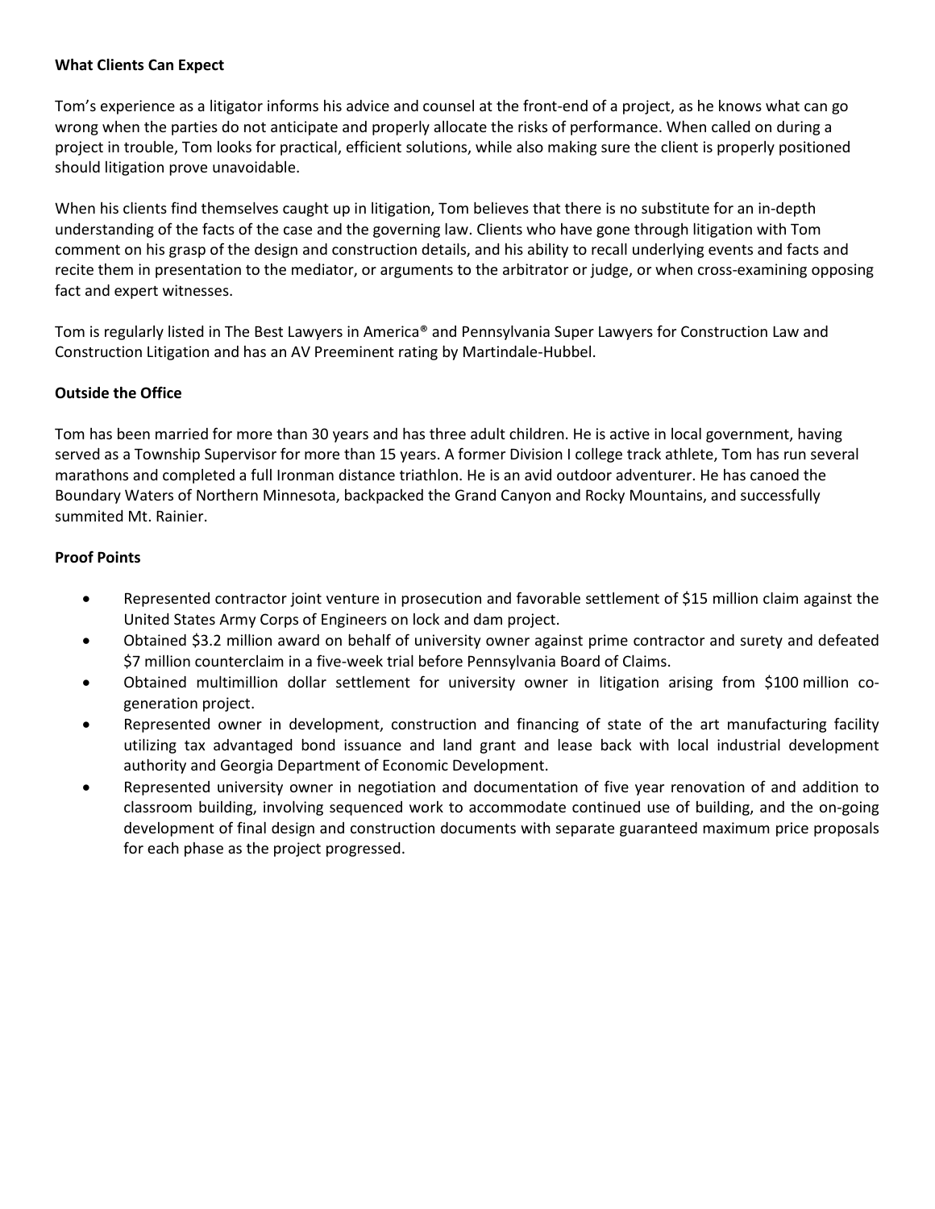**What Clients Can Expect**

Tom's experience as a litigator informs his advice and counsel at the front-end of a project, as he knows what can go wrong when the parties do not anticipate and properly allocate the risks of performance. When called on during a project in trouble, Tom looks for practical, efficient solutions, while also making sure the client is properly positioned should litigation prove unavoidable.

When his clients find themselves caught up in litigation, Tom believes that there is no substitute for an in-depth understanding of the facts of the case and the governing law. Clients who have gone through litigation with Tom comment on his grasp of the design and construction details, and his ability to recall underlying events and facts and recite them in presentation to the mediator, or arguments to the arbitrator or judge, or when cross-examining opposing fact and expert witnesses.

Tom is regularly listed in The Best Lawyers in America® and Pennsylvania Super Lawyers for Construction Law and Construction Litigation and has an AV Preeminent rating by Martindale-Hubbel.

**Outside the Office**

Tom has been married for more than 30 years and has three adult children. He is active in local government, having served as a Township Supervisor for more than 15 years. A former Division I college track athlete, Tom has run several marathons and completed a full Ironman distance triathlon. He is an avid outdoor adventurer. He has canoed the Boundary Waters of Northern Minnesota, backpacked the Grand Canyon and Rocky Mountains, and successfully summited Mt. Rainier.

**Proof Points**

- Represented contractor joint venture in prosecution and favorable settlement of $15 million claim against the United States Army Corps of Engineers on lock and dam project.
- Obtained $3.2 million award on behalf of university owner against prime contractor and surety and defeated $7 million counterclaim in a five-week trial before Pennsylvania Board of Claims.
- Obtained multimillion dollar settlement for university owner in litigation arising from $100 million co-generation project.
- Represented owner in development, construction and financing of state of the art manufacturing facility utilizing tax advantaged bond issuance and land grant and lease back with local industrial development authority and Georgia Department of Economic Development.
- Represented university owner in negotiation and documentation of five year renovation of and addition to classroom building, involving sequenced work to accommodate continued use of building, and the on-going development of final design and construction documents with separate guaranteed maximum price proposals for each phase as the project progressed.